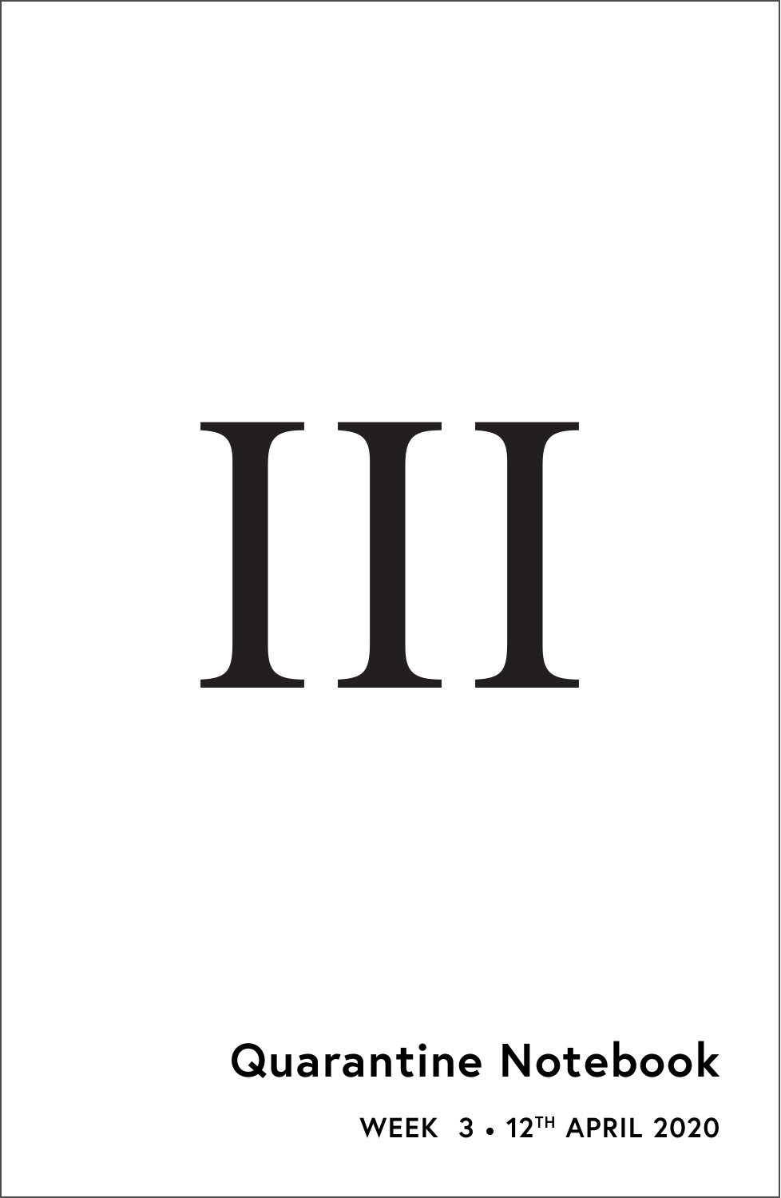# III

## Quarantine Notebook

WEEK 3 • 12TH APRIL 2020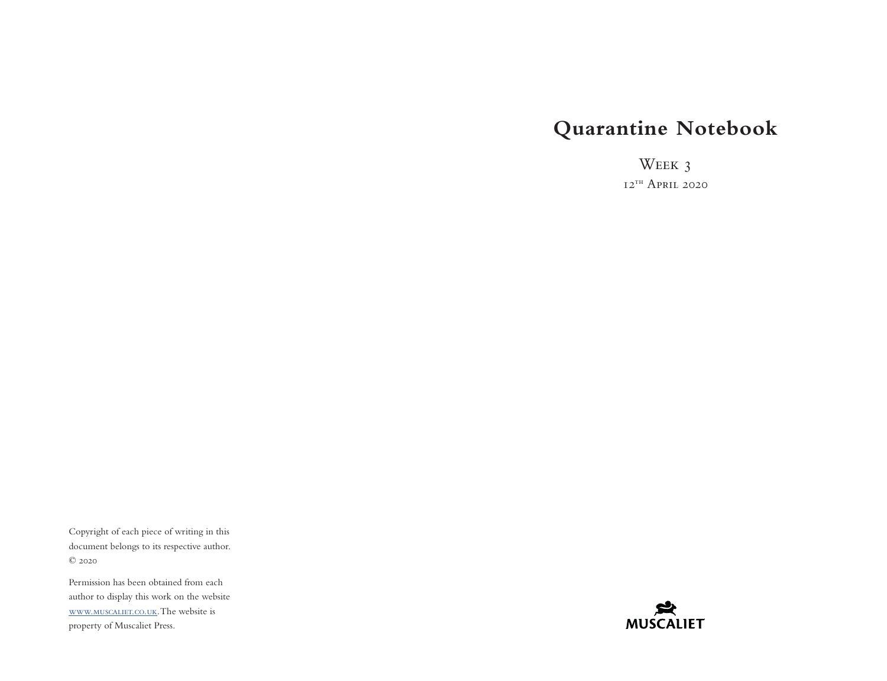Copyright of each piece of writing in this document belongs to its respective author. © 2020

Permission has been obtained from each author to display this work on the website [www.muscaliet.co.uk](http://www.muscaliet.co.uk). The website is property of Muscaliet Press.

# Quarantine Notebook

Week 3

12th April 2020

MUSCALIET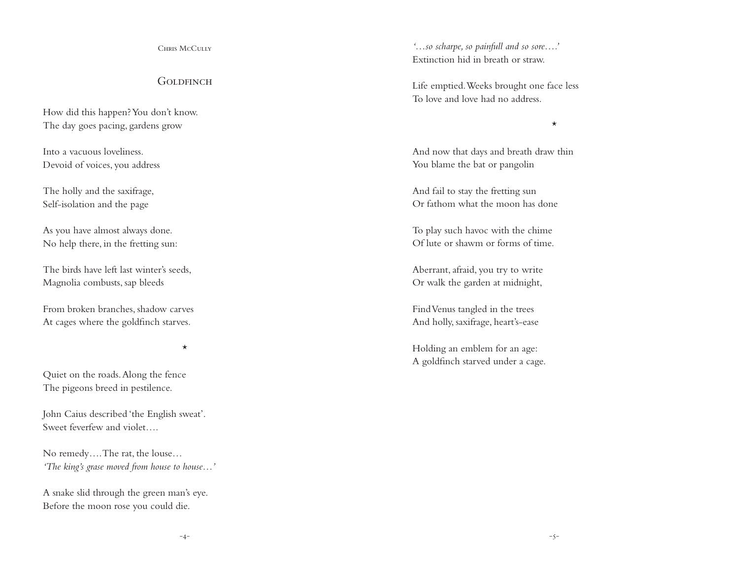Chris McCully

## Goldfinch

How did this happen? You don't know.
The day goes pacing, gardens grow

Into a vacuous loveliness.
Devoid of voices, you address

The holly and the saxifrage,
Self-isolation and the page

As you have almost always done.
No help there, in the fretting sun:

The birds have left last winter's seeds,
Magnolia combusts, sap bleeds

From broken branches, shadow carves
At cages where the goldfinch starves.

*

Quiet on the roads. Along the fence
The pigeons breed in pestilence.

John Caius described 'the English sweat'.
Sweet feverfew and violet….

No remedy…. The rat, the louse…
*'The king's grase moved from house to house…'*

A snake slid through the green man's eye.
Before the moon rose you could die.

*'…so scharpe, so painfull and so sore….'*
Extinction hid in breath or straw.

Life emptied. Weeks brought one face less
To love and love had no address.

*

And now that days and breath draw thin
You blame the bat or pangolin

And fail to stay the fretting sun
Or fathom what the moon has done

To play such havoc with the chime
Of lute or shawm or forms of time.

Aberrant, afraid, you try to write
Or walk the garden at midnight,

Find Venus tangled in the trees
And holly, saxifrage, heart's-ease

Holding an emblem for an age:
A goldfinch starved under a cage.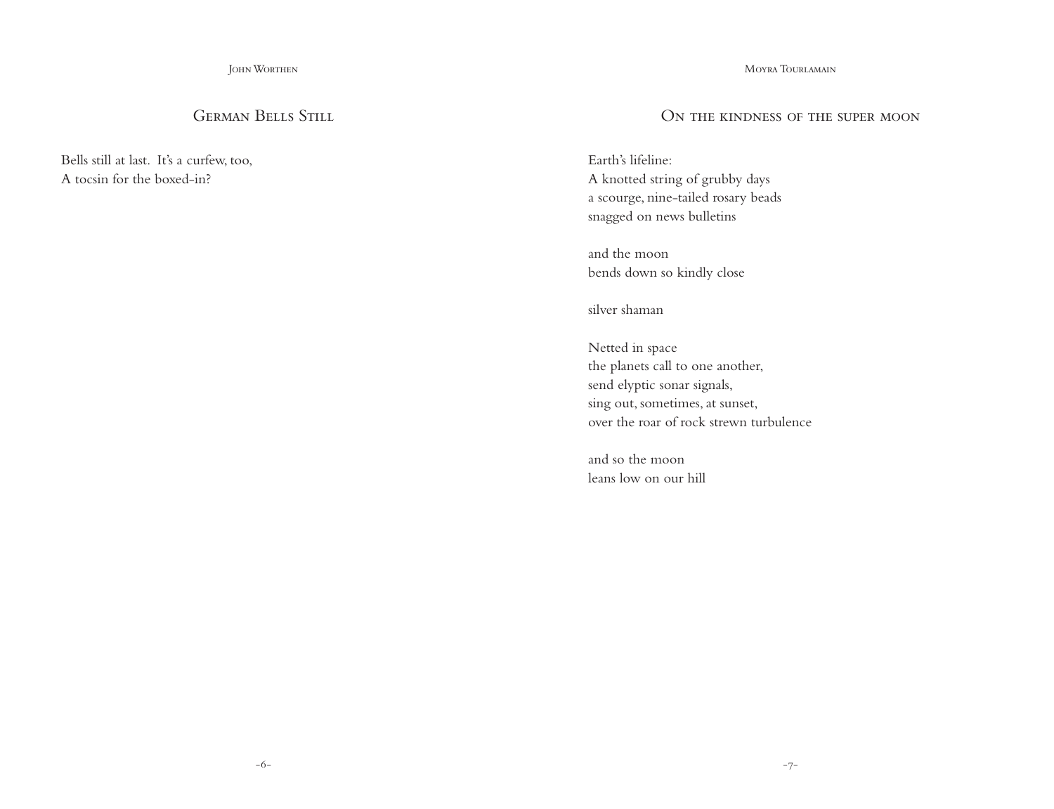John Worthen

## German Bells Still

Bells still at last. It's a curfew, too,
A tocsin for the boxed-in?

Moyra Tourlamain

## On the kindness of the super moon

Earth's lifeline:
A knotted string of grubby days
a scourge, nine-tailed rosary beads
snagged on news bulletins

and the moon
bends down so kindly close

silver shaman

Netted in space
the planets call to one another,
send elyptic sonar signals,
sing out, sometimes, at sunset,
over the roar of rock strewn turbulence

and so the moon
leans low on our hill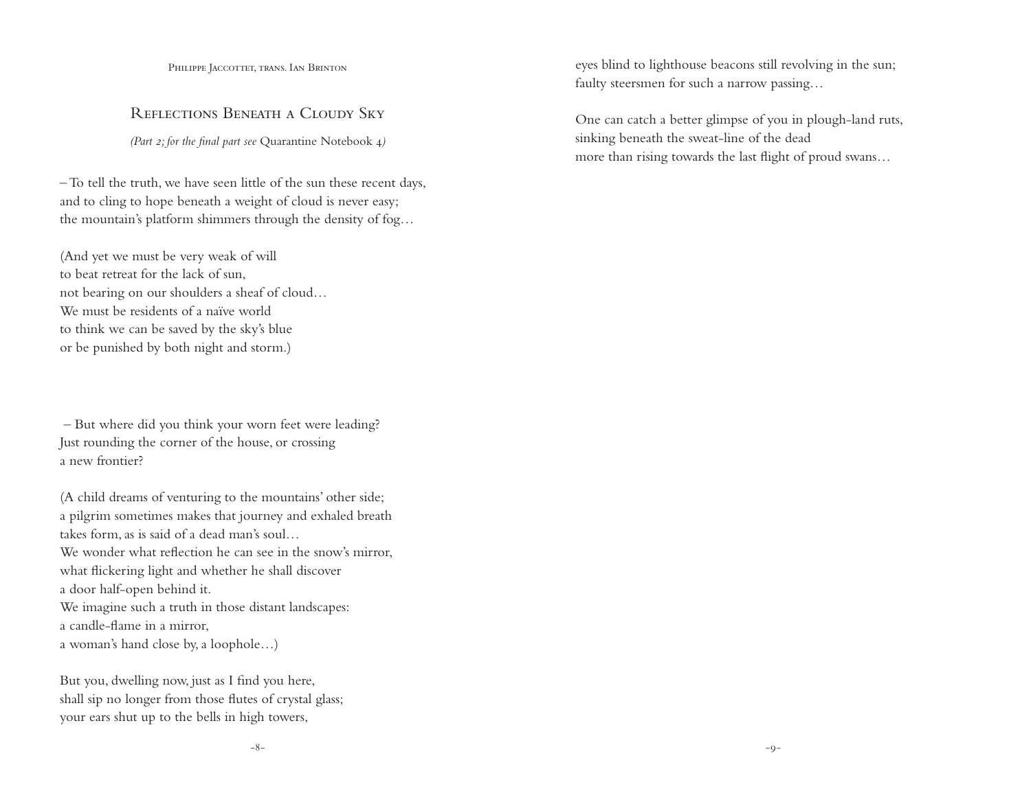Philippe Jaccottet, trans. Ian Brinton

## Reflections Beneath a Cloudy Sky

*(Part 2; for the final part see* Quarantine Notebook 4*)*

– To tell the truth, we have seen little of the sun these recent days,
and to cling to hope beneath a weight of cloud is never easy;
the mountain's platform shimmers through the density of fog…

(And yet we must be very weak of will
to beat retreat for the lack of sun,
not bearing on our shoulders a sheaf of cloud…
We must be residents of a naïve world
to think we can be saved by the sky's blue
or be punished by both night and storm.)

– But where did you think your worn feet were leading?
Just rounding the corner of the house, or crossing
a new frontier?

(A child dreams of venturing to the mountains' other side;
a pilgrim sometimes makes that journey and exhaled breath
takes form, as is said of a dead man's soul…
We wonder what reflection he can see in the snow's mirror,
what flickering light and whether he shall discover
a door half-open behind it.
We imagine such a truth in those distant landscapes:
a candle-flame in a mirror,
a woman's hand close by, a loophole…)

But you, dwelling now, just as I find you here,
shall sip no longer from those flutes of crystal glass;
your ears shut up to the bells in high towers,
eyes blind to lighthouse beacons still revolving in the sun;
faulty steersmen for such a narrow passing…

One can catch a better glimpse of you in plough-land ruts,
sinking beneath the sweat-line of the dead
more than rising towards the last flight of proud swans…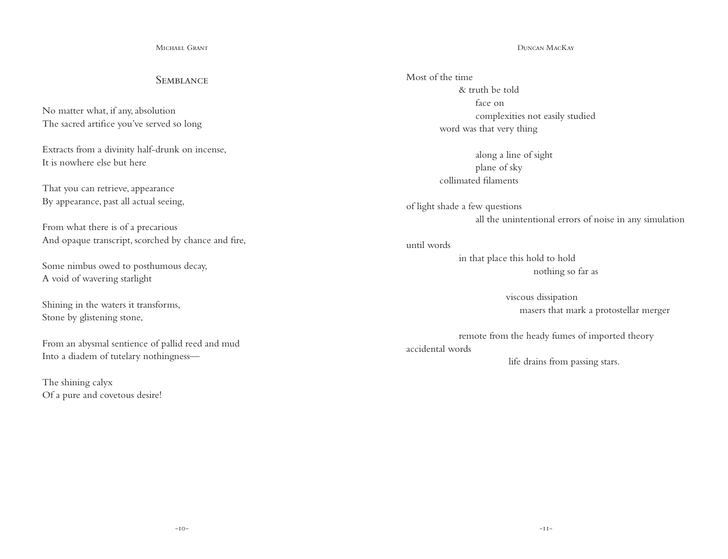Michael Grant

## Semblance

No matter what, if any, absolution
The sacred artifice you've served so long

Extracts from a divinity half-drunk on incense,
It is nowhere else but here

That you can retrieve, appearance
By appearance, past all actual seeing,

From what there is of a precarious
And opaque transcript, scorched by chance and fire,

Some nimbus owed to posthumous decay,
A void of wavering starlight

Shining in the waters it transforms,
Stone by glistening stone,

From an abysmal sentience of pallid reed and mud
Into a diadem of tutelary nothingness—

The shining calyx
Of a pure and covetous desire!

Duncan MacKay

Most of the time
        & truth be told
            face on
            complexities not easily studied
    word was that very thing

            along a line of sight
            plane of sky
    collimated filaments

of light shade a few questions
            all the unintentional errors of noise in any simulation

until words
        in that place this hold to hold
                        nothing so far as

                    viscous dissipation
                        masers that mark a protostellar merger

        remote from the heady fumes of imported theory
accidental words
                    life drains from passing stars.